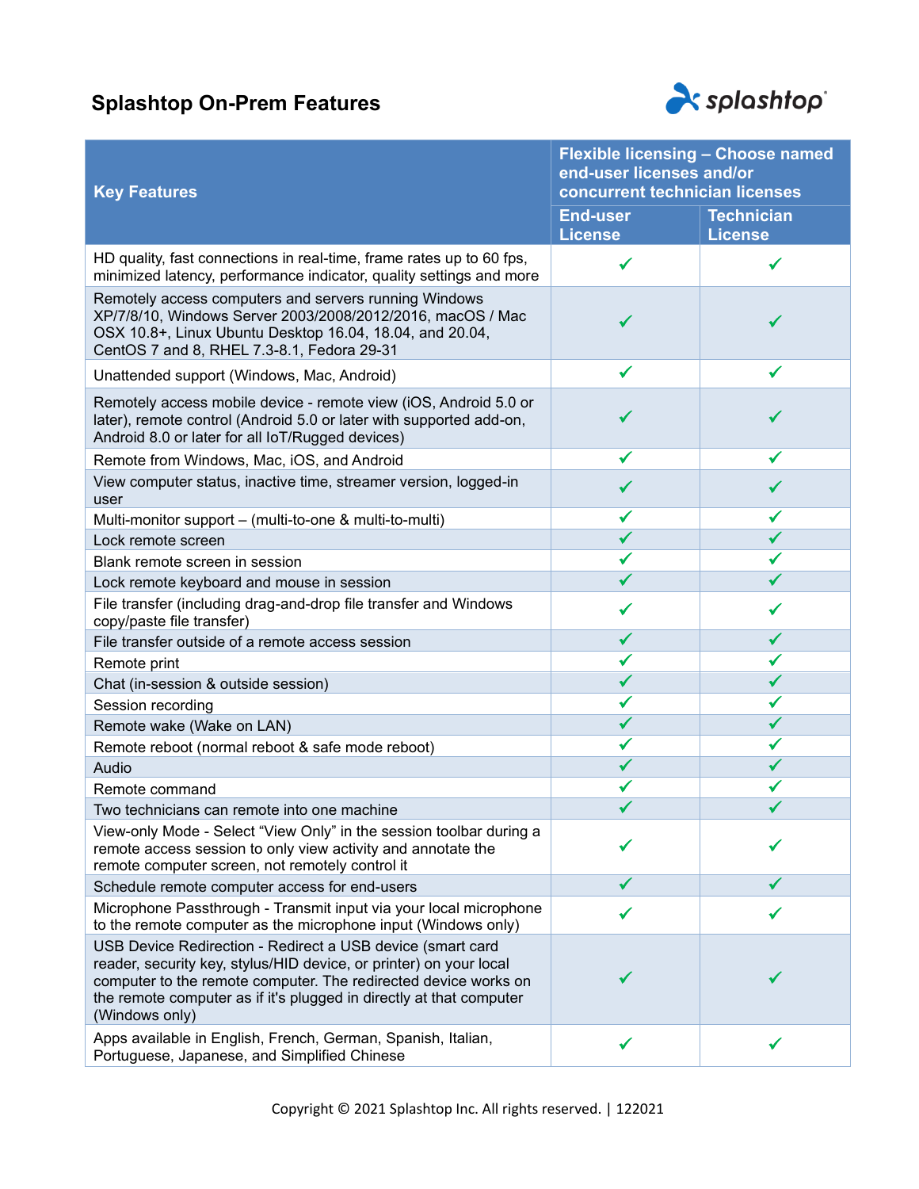# Splashtop On-Prem Features

| Key Features | Flexible licensing – Choose named end-user licenses and/or concurrent technician licenses | |
|---|---|---|
| | End-user License | Technician License |
| HD quality, fast connections in real-time, frame rates up to 60 fps, minimized latency, performance indicator, quality settings and more | ✓ | ✓ |
| Remotely access computers and servers running Windows XP/7/8/10, Windows Server 2003/2008/2012/2016, macOS / Mac OSX 10.8+, Linux Ubuntu Desktop 16.04, 18.04, and 20.04, CentOS 7 and 8, RHEL 7.3-8.1, Fedora 29-31 | ✓ | ✓ |
| Unattended support (Windows, Mac, Android) | ✓ | ✓ |
| Remotely access mobile device - remote view (iOS, Android 5.0 or later), remote control (Android 5.0 or later with supported add-on, Android 8.0 or later for all IoT/Rugged devices) | ✓ | ✓ |
| Remote from Windows, Mac, iOS, and Android | ✓ | ✓ |
| View computer status, inactive time, streamer version, logged-in user | ✓ | ✓ |
| Multi-monitor support – (multi-to-one & multi-to-multi) | ✓ | ✓ |
| Lock remote screen | ✓ | ✓ |
| Blank remote screen in session | ✓ | ✓ |
| Lock remote keyboard and mouse in session | ✓ | ✓ |
| File transfer (including drag-and-drop file transfer and Windows copy/paste file transfer) | ✓ | ✓ |
| File transfer outside of a remote access session | ✓ | ✓ |
| Remote print | ✓ | ✓ |
| Chat (in-session & outside session) | ✓ | ✓ |
| Session recording | ✓ | ✓ |
| Remote wake (Wake on LAN) | ✓ | ✓ |
| Remote reboot (normal reboot & safe mode reboot) | ✓ | ✓ |
| Audio | ✓ | ✓ |
| Remote command | ✓ | ✓ |
| Two technicians can remote into one machine | ✓ | ✓ |
| View-only Mode - Select "View Only" in the session toolbar during a remote access session to only view activity and annotate the remote computer screen, not remotely control it | ✓ | ✓ |
| Schedule remote computer access for end-users | ✓ | ✓ |
| Microphone Passthrough - Transmit input via your local microphone to the remote computer as the microphone input (Windows only) | ✓ | ✓ |
| USB Device Redirection - Redirect a USB device (smart card reader, security key, stylus/HID device, or printer) on your local computer to the remote computer. The redirected device works on the remote computer as if it's plugged in directly at that computer (Windows only) | ✓ | ✓ |
| Apps available in English, French, German, Spanish, Italian, Portuguese, Japanese, and Simplified Chinese | ✓ | ✓ |

Copyright © 2021 Splashtop Inc. All rights reserved. | 122021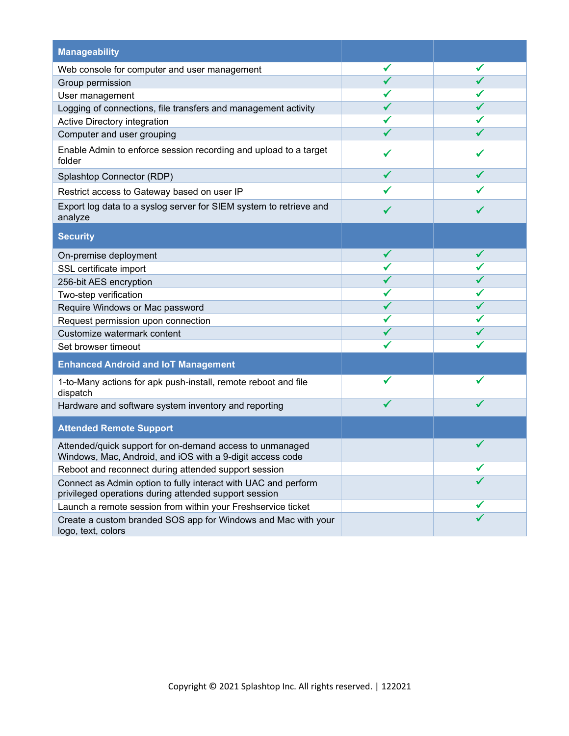| Manageability | | |
|---|---|---|
| Web console for computer and user management | ✓ | ✓ |
| Group permission | ✓ | ✓ |
| User management | ✓ | ✓ |
| Logging of connections, file transfers and management activity | ✓ | ✓ |
| Active Directory integration | ✓ | ✓ |
| Computer and user grouping | ✓ | ✓ |
| Enable Admin to enforce session recording and upload to a target folder | ✓ | ✓ |
| Splashtop Connector (RDP) | ✓ | ✓ |
| Restrict access to Gateway based on user IP | ✓ | ✓ |
| Export log data to a syslog server for SIEM system to retrieve and analyze | ✓ | ✓ |
| **Security** | | |
| On-premise deployment | ✓ | ✓ |
| SSL certificate import | ✓ | ✓ |
| 256-bit AES encryption | ✓ | ✓ |
| Two-step verification | ✓ | ✓ |
| Require Windows or Mac password | ✓ | ✓ |
| Request permission upon connection | ✓ | ✓ |
| Customize watermark content | ✓ | ✓ |
| Set browser timeout | ✓ | ✓ |
| **Enhanced Android and IoT Management** | | |
| 1-to-Many actions for apk push-install, remote reboot and file dispatch | ✓ | ✓ |
| Hardware and software system inventory and reporting | ✓ | ✓ |
| **Attended Remote Support** | | |
| Attended/quick support for on-demand access to unmanaged Windows, Mac, Android, and iOS with a 9-digit access code | | ✓ |
| Reboot and reconnect during attended support session | | ✓ |
| Connect as Admin option to fully interact with UAC and perform privileged operations during attended support session | | ✓ |
| Launch a remote session from within your Freshservice ticket | | ✓ |
| Create a custom branded SOS app for Windows and Mac with your logo, text, colors | | ✓ |

Copyright © 2021 Splashtop Inc. All rights reserved. | 122021